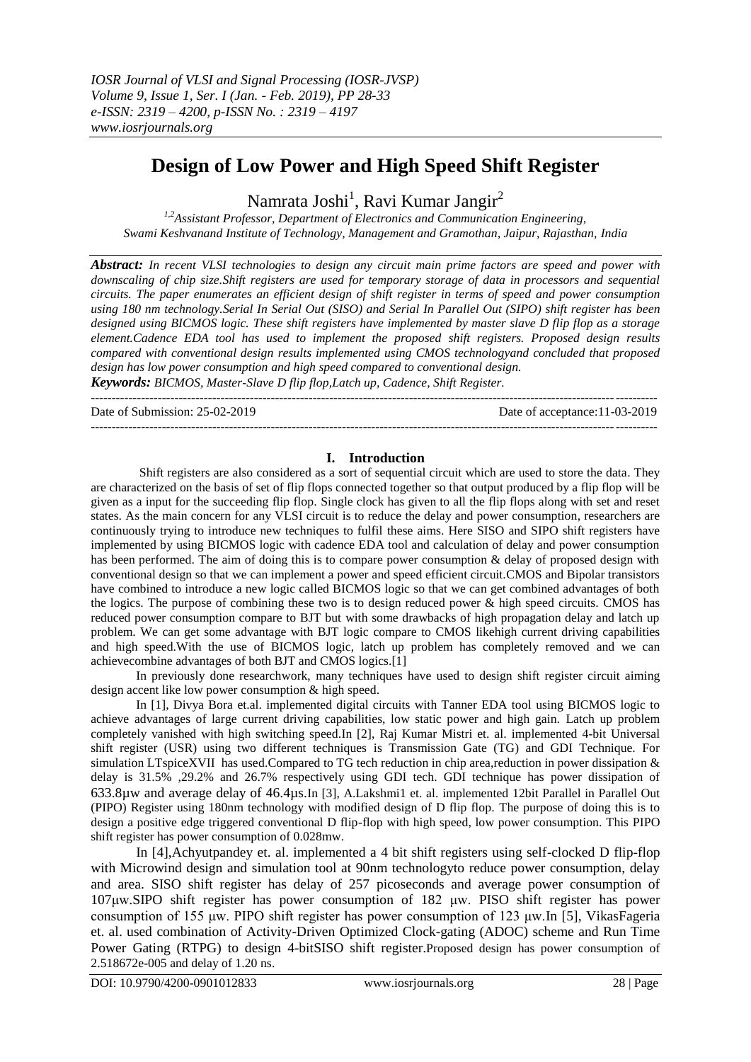# Design of Low Power and High Speed Shift Register

Namrata Joshi[1], Ravi Kumar Jangir[2]

[1,2]*Assistant Professor, Department of Electronics and Communication Engineering, Swami Keshvanand Institute of Technology, Management and Gramothan, Jaipur, Rajasthan, India*

***Abstract:*** *In recent VLSI technologies to design any circuit main prime factors are speed and power with downscaling of chip size.Shift registers are used for temporary storage of data in processors and sequential circuits. The paper enumerates an efficient design of shift register in terms of speed and power consumption using 180 nm technology.Serial In Serial Out (SISO) and Serial In Parallel Out (SIPO) shift register has been designed using BICMOS logic. These shift registers have implemented by master slave D flip flop as a storage element.Cadence EDA tool has used to implement the proposed shift registers. Proposed design results compared with conventional design results implemented using CMOS technologyand concluded that proposed design has low power consumption and high speed compared to conventional design.*

***Keywords:*** *BICMOS, Master-Slave D flip flop,Latch up, Cadence, Shift Register.*

---

Date of Submission: 25-02-2019 Date of acceptance:11-03-2019

---

## I. Introduction

Shift registers are also considered as a sort of sequential circuit which are used to store the data. They are characterized on the basis of set of flip flops connected together so that output produced by a flip flop will be given as a input for the succeeding flip flop. Single clock has given to all the flip flops along with set and reset states. As the main concern for any VLSI circuit is to reduce the delay and power consumption, researchers are continuously trying to introduce new techniques to fulfil these aims. Here SISO and SIPO shift registers have implemented by using BICMOS logic with cadence EDA tool and calculation of delay and power consumption has been performed. The aim of doing this is to compare power consumption & delay of proposed design with conventional design so that we can implement a power and speed efficient circuit.CMOS and Bipolar transistors have combined to introduce a new logic called BICMOS logic so that we can get combined advantages of both the logics. The purpose of combining these two is to design reduced power & high speed circuits. CMOS has reduced power consumption compare to BJT but with some drawbacks of high propagation delay and latch up problem. We can get some advantage with BJT logic compare to CMOS likehigh current driving capabilities and high speed.With the use of BICMOS logic, latch up problem has completely removed and we can achievecombine advantages of both BJT and CMOS logics.[1]

In previously done researchwork, many techniques have used to design shift register circuit aiming design accent like low power consumption & high speed.

In [1], Divya Bora et.al. implemented digital circuits with Tanner EDA tool using BICMOS logic to achieve advantages of large current driving capabilities, low static power and high gain. Latch up problem completely vanished with high switching speed.In [2], Raj Kumar Mistri et. al. implemented 4-bit Universal shift register (USR) using two different techniques is Transmission Gate (TG) and GDI Technique. For simulation LTspiceXVII has used.Compared to TG tech reduction in chip area,reduction in power dissipation & delay is 31.5% ,29.2% and 26.7% respectively using GDI tech. GDI technique has power dissipation of 633.8µw and average delay of 46.4µs.In [3], A.Lakshmi1 et. al. implemented 12bit Parallel in Parallel Out (PIPO) Register using 180nm technology with modified design of D flip flop. The purpose of doing this is to design a positive edge triggered conventional D flip-flop with high speed, low power consumption. This PIPO shift register has power consumption of 0.028mw.

In [4],Achyutpandey et. al. implemented a 4 bit shift registers using self-clocked D flip-flop with Microwind design and simulation tool at 90nm technologyto reduce power consumption, delay and area. SISO shift register has delay of 257 picoseconds and average power consumption of 107µw.SIPO shift register has power consumption of 182 µw. PISO shift register has power consumption of 155 µw. PIPO shift register has power consumption of 123 µw.In [5], VikasFageria et. al. used combination of Activity-Driven Optimized Clock-gating (ADOC) scheme and Run Time Power Gating (RTPG) to design 4-bitSISO shift register.Proposed design has power consumption of 2.518672e-005 and delay of 1.20 ns.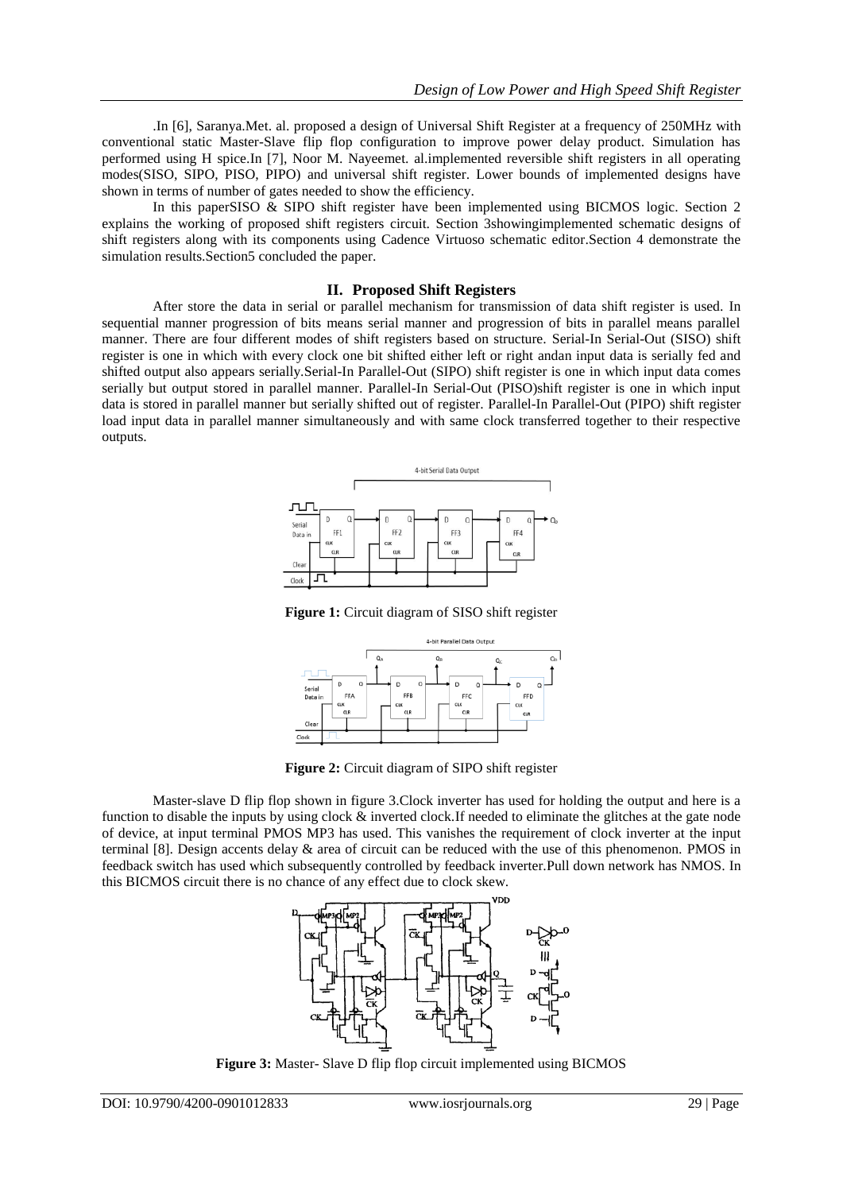.In [6], Saranya.Met. al. proposed a design of Universal Shift Register at a frequency of 250MHz with conventional static Master-Slave flip flop configuration to improve power delay product. Simulation has performed using H spice.In [7], Noor M. Nayeemet. al.implemented reversible shift registers in all operating modes(SISO, SIPO, PISO, PIPO) and universal shift register. Lower bounds of implemented designs have shown in terms of number of gates needed to show the efficiency.

In this paperSISO & SIPO shift register have been implemented using BICMOS logic. Section 2 explains the working of proposed shift registers circuit. Section 3showingimplemented schematic designs of shift registers along with its components using Cadence Virtuoso schematic editor.Section 4 demonstrate the simulation results.Section5 concluded the paper.

## II. Proposed Shift Registers

After store the data in serial or parallel mechanism for transmission of data shift register is used. In sequential manner progression of bits means serial manner and progression of bits in parallel means parallel manner. There are four different modes of shift registers based on structure. Serial-In Serial-Out (SISO) shift register is one in which with every clock one bit shifted either left or right andan input data is serially fed and shifted output also appears serially.Serial-In Parallel-Out (SIPO) shift register is one in which input data comes serially but output stored in parallel manner. Parallel-In Serial-Out (PISO)shift register is one in which input data is stored in parallel manner but serially shifted out of register. Parallel-In Parallel-Out (PIPO) shift register load input data in parallel manner simultaneously and with same clock transferred together to their respective outputs.

**Figure 1:** Circuit diagram of SISO shift register

**Figure 2:** Circuit diagram of SIPO shift register

Master-slave D flip flop shown in figure 3.Clock inverter has used for holding the output and here is a function to disable the inputs by using clock & inverted clock.If needed to eliminate the glitches at the gate node of device, at input terminal PMOS MP3 has used. This vanishes the requirement of clock inverter at the input terminal [8]. Design accents delay & area of circuit can be reduced with the use of this phenomenon. PMOS in feedback switch has used which subsequently controlled by feedback inverter.Pull down network has NMOS. In this BICMOS circuit there is no chance of any effect due to clock skew.

**Figure 3:** Master- Slave D flip flop circuit implemented using BICMOS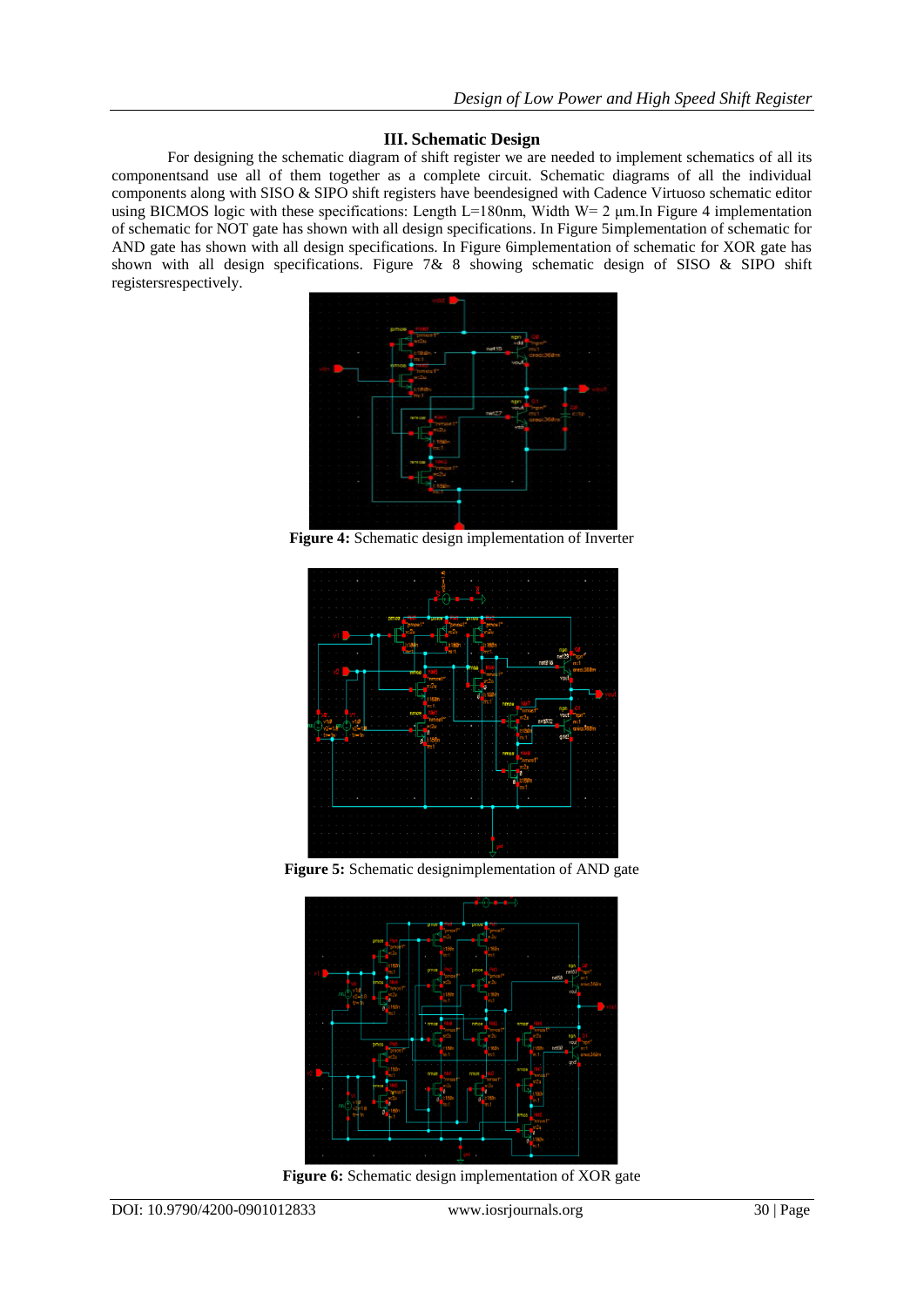### III. Schematic Design

For designing the schematic diagram of shift register we are needed to implement schematics of all its componentsand use all of them together as a complete circuit. Schematic diagrams of all the individual components along with SISO & SIPO shift registers have beendesigned with Cadence Virtuoso schematic editor using BICMOS logic with these specifications: Length L=180nm, Width W= 2 μm.In Figure 4 implementation of schematic for NOT gate has shown with all design specifications. In Figure 5implementation of schematic for AND gate has shown with all design specifications. In Figure 6implementation of schematic for XOR gate has shown with all design specifications. Figure 7& 8 showing schematic design of SISO & SIPO shift registersrespectively.

**Figure 4:** Schematic design implementation of Inverter

**Figure 5:** Schematic designimplementation of AND gate

**Figure 6:** Schematic design implementation of XOR gate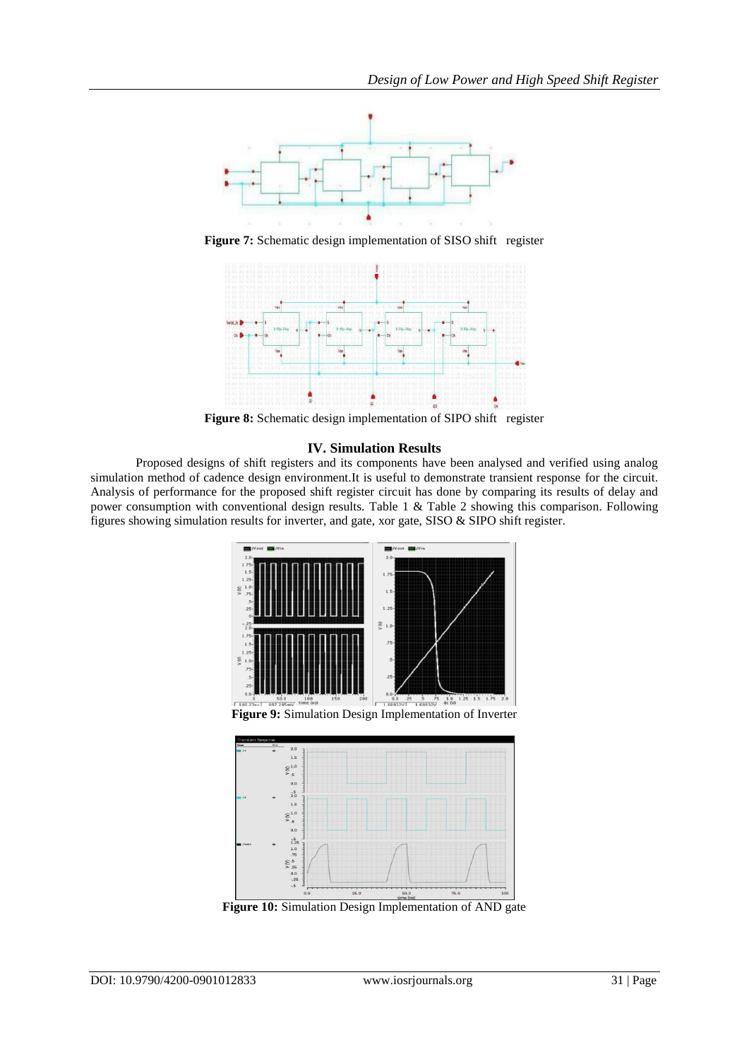Figure 7: Schematic design implementation of SISO shift register

Figure 8: Schematic design implementation of SIPO shift register

## IV. Simulation Results

Proposed designs of shift registers and its components have been analysed and verified using analog simulation method of cadence design environment.It is useful to demonstrate transient response for the circuit. Analysis of performance for the proposed shift register circuit has done by comparing its results of delay and power consumption with conventional design results. Table 1 & Table 2 showing this comparison. Following figures showing simulation results for inverter, and gate, xor gate, SISO & SIPO shift register.

**Figure 9:** Simulation Design Implementation of Inverter

**Figure 10:** Simulation Design Implementation of AND gate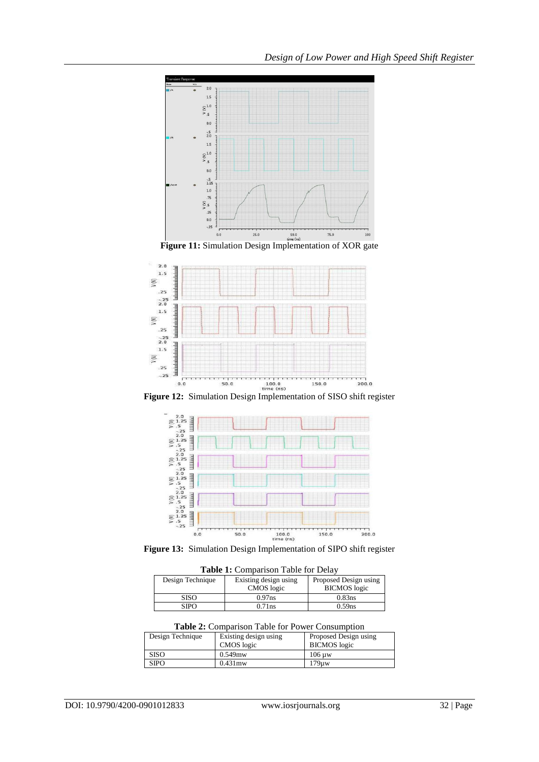**Figure 11:** Simulation Design Implementation of XOR gate

**Figure 12:** Simulation Design Implementation of SISO shift register

**Figure 13:** Simulation Design Implementation of SIPO shift register

**Table 1:** Comparison Table for Delay

| Design Technique | Existing design using CMOS logic | Proposed Design using BICMOS logic |
|---|---|---|
| SISO | 0.97ns | 0.83ns |
| SIPO | 0.71ns | 0.59ns |

**Table 2:** Comparison Table for Power Consumption

| Design Technique | Existing design using CMOS logic | Proposed Design using BICMOS logic |
|---|---|---|
| SISO | 0.549mw | 106 µw |
| SIPO | 0.431mw | 179µw |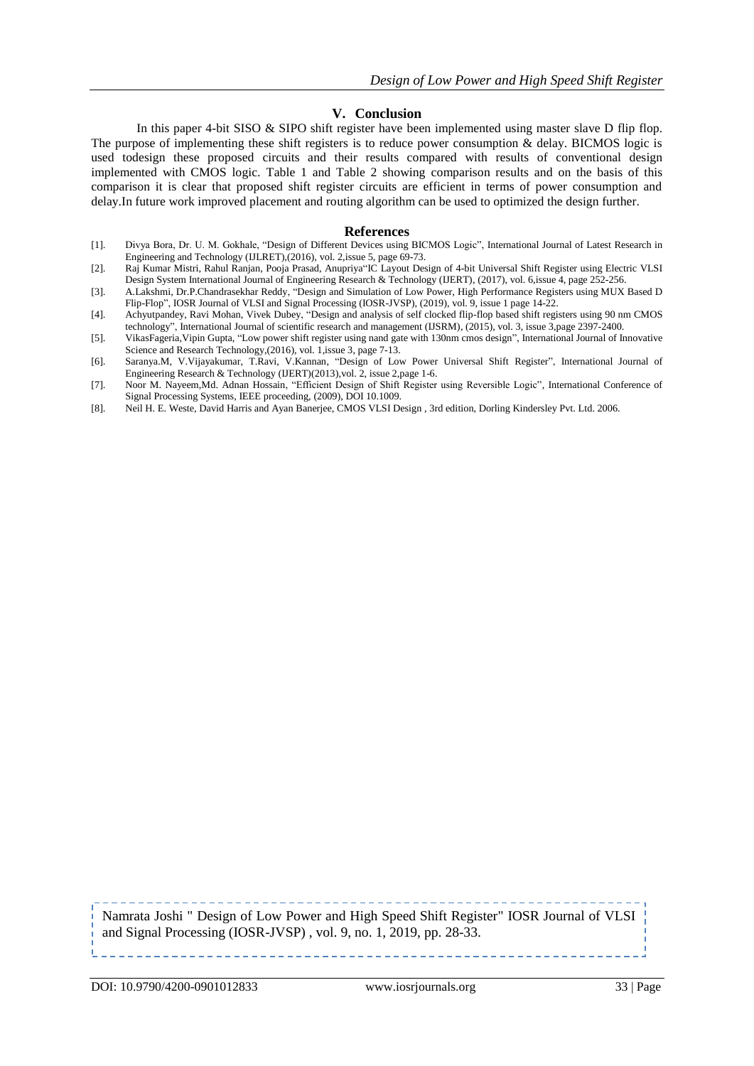## V. Conclusion

In this paper 4-bit SISO & SIPO shift register have been implemented using master slave D flip flop. The purpose of implementing these shift registers is to reduce power consumption & delay. BICMOS logic is used todesign these proposed circuits and their results compared with results of conventional design implemented with CMOS logic. Table 1 and Table 2 showing comparison results and on the basis of this comparison it is clear that proposed shift register circuits are efficient in terms of power consumption and delay.In future work improved placement and routing algorithm can be used to optimized the design further.

## References

[1]. Divya Bora, Dr. U. M. Gokhale, "Design of Different Devices using BICMOS Logic", International Journal of Latest Research in Engineering and Technology (IJLRET),(2016), vol. 2,issue 5, page 69-73.

[2]. Raj Kumar Mistri, Rahul Ranjan, Pooja Prasad, Anupriya"IC Layout Design of 4-bit Universal Shift Register using Electric VLSI Design System International Journal of Engineering Research & Technology (IJERT), (2017), vol. 6,issue 4, page 252-256.

[3]. A.Lakshmi, Dr.P.Chandrasekhar Reddy, "Design and Simulation of Low Power, High Performance Registers using MUX Based D Flip-Flop", IOSR Journal of VLSI and Signal Processing (IOSR-JVSP), (2019), vol. 9, issue 1 page 14-22.

[4]. Achyutpandey, Ravi Mohan, Vivek Dubey, "Design and analysis of self clocked flip-flop based shift registers using 90 nm CMOS technology", International Journal of scientific research and management (IJSRM), (2015), vol. 3, issue 3,page 2397-2400.

[5]. VikasFageria,Vipin Gupta, "Low power shift register using nand gate with 130nm cmos design", International Journal of Innovative Science and Research Technology,(2016), vol. 1,issue 3, page 7-13.

[6]. Saranya.M, V.Vijayakumar, T.Ravi, V.Kannan, "Design of Low Power Universal Shift Register", International Journal of Engineering Research & Technology (IJERT)(2013),vol. 2, issue 2,page 1-6.

[7]. Noor M. Nayeem,Md. Adnan Hossain, "Efficient Design of Shift Register using Reversible Logic", International Conference of Signal Processing Systems, IEEE proceeding, (2009), DOI 10.1009.

[8]. Neil H. E. Weste, David Harris and Ayan Banerjee, CMOS VLSI Design , 3rd edition, Dorling Kindersley Pvt. Ltd. 2006.

Namrata Joshi " Design of Low Power and High Speed Shift Register" IOSR Journal of VLSI and Signal Processing (IOSR-JVSP) , vol. 9, no. 1, 2019, pp. 28-33.